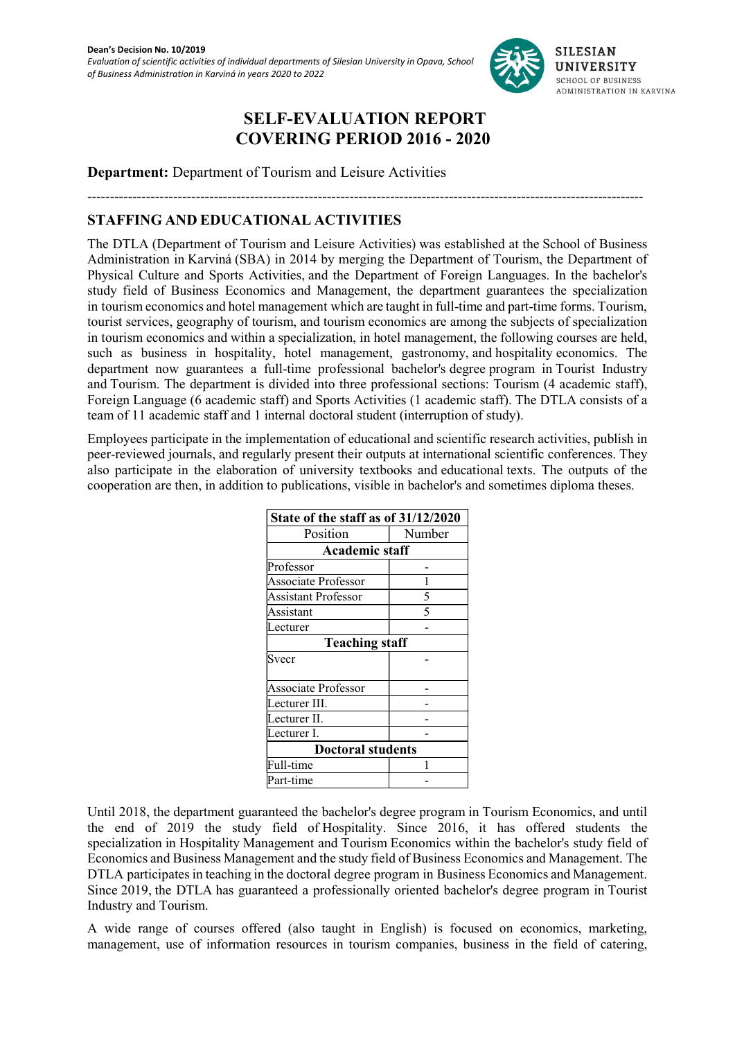**Dean's Decision No. 10/2019**
*Evaluation of scientific activities of individual departments of Silesian University in Opava, School of Business Administration in Karviná in years 2020 to 2022*

# SELF-EVALUATION REPORT COVERING PERIOD 2016 - 2020

**Department:** Department of Tourism and Leisure Activities

---

## STAFFING AND EDUCATIONAL ACTIVITIES

The DTLA (Department of Tourism and Leisure Activities) was established at the School of Business Administration in Karviná (SBA) in 2014 by merging the Department of Tourism, the Department of Physical Culture and Sports Activities, and the Department of Foreign Languages. In the bachelor's study field of Business Economics and Management, the department guarantees the specialization in tourism economics and hotel management which are taught in full-time and part-time forms. Tourism, tourist services, geography of tourism, and tourism economics are among the subjects of specialization in tourism economics and within a specialization, in hotel management, the following courses are held, such as business in hospitality, hotel management, gastronomy, and hospitality economics. The department now guarantees a full-time professional bachelor's degree program in Tourist Industry and Tourism. The department is divided into three professional sections: Tourism (4 academic staff), Foreign Language (6 academic staff) and Sports Activities (1 academic staff). The DTLA consists of a team of 11 academic staff and 1 internal doctoral student (interruption of study).

Employees participate in the implementation of educational and scientific research activities, publish in peer-reviewed journals, and regularly present their outputs at international scientific conferences. They also participate in the elaboration of university textbooks and educational texts. The outputs of the cooperation are then, in addition to publications, visible in bachelor's and sometimes diploma theses.

| State of the staff as of 31/12/2020 | |
|---|---|
| Position | Number |
| **Academic staff** | |
| Professor | - |
| Associate Professor | 1 |
| Assistant Professor | 5 |
| Assistant | 5 |
| Lecturer | - |
| **Teaching staff** | |
| Svecr | - |
| Associate Professor | - |
| Lecturer III. | - |
| Lecturer II. | - |
| Lecturer I. | - |
| **Doctoral students** | |
| Full-time | 1 |
| Part-time | - |

Until 2018, the department guaranteed the bachelor's degree program in Tourism Economics, and until the end of 2019 the study field of Hospitality. Since 2016, it has offered students the specialization in Hospitality Management and Tourism Economics within the bachelor's study field of Economics and Business Management and the study field of Business Economics and Management. The DTLA participates in teaching in the doctoral degree program in Business Economics and Management. Since 2019, the DTLA has guaranteed a professionally oriented bachelor's degree program in Tourist Industry and Tourism.

A wide range of courses offered (also taught in English) is focused on economics, marketing, management, use of information resources in tourism companies, business in the field of catering,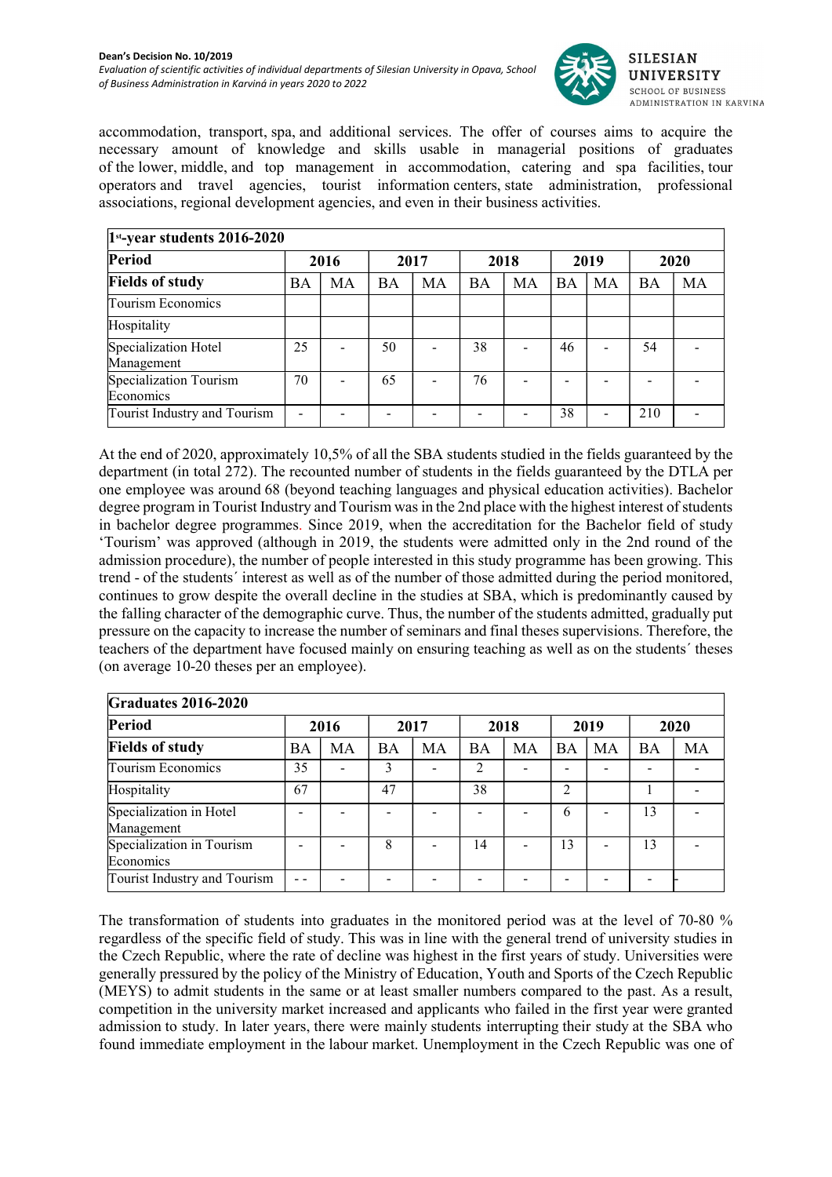accommodation, transport, spa, and additional services. The offer of courses aims to acquire the necessary amount of knowledge and skills usable in managerial positions of graduates of the lower, middle, and top management in accommodation, catering and spa facilities, tour operators and travel agencies, tourist information centers, state administration, professional associations, regional development agencies, and even in their business activities.

| 1st-year students 2016-2020 | | | | | | | | | | |
|---|---|---|---|---|---|---|---|---|---|---|
| **Period** | **2016** | | **2017** | | **2018** | | **2019** | | **2020** | |
| **Fields of study** | BA | MA | BA | MA | BA | MA | BA | MA | BA | MA |
| Tourism Economics | | | | | | | | | | |
| Hospitality | | | | | | | | | | |
| Specialization Hotel Management | 25 | - | 50 | - | 38 | - | 46 | - | 54 | - |
| Specialization Tourism Economics | 70 | - | 65 | - | 76 | - | - | - | - | - |
| Tourist Industry and Tourism | - | - | - | - | - | - | 38 | - | 210 | - |

At the end of 2020, approximately 10,5% of all the SBA students studied in the fields guaranteed by the department (in total 272). The recounted number of students in the fields guaranteed by the DTLA per one employee was around 68 (beyond teaching languages and physical education activities). Bachelor degree program in Tourist Industry and Tourism was in the 2nd place with the highest interest of students in bachelor degree programmes. Since 2019, when the accreditation for the Bachelor field of study 'Tourism' was approved (although in 2019, the students were admitted only in the 2nd round of the admission procedure), the number of people interested in this study programme has been growing. This trend - of the students´ interest as well as of the number of those admitted during the period monitored, continues to grow despite the overall decline in the studies at SBA, which is predominantly caused by the falling character of the demographic curve. Thus, the number of the students admitted, gradually put pressure on the capacity to increase the number of seminars and final theses supervisions. Therefore, the teachers of the department have focused mainly on ensuring teaching as well as on the students´ theses (on average 10-20 theses per an employee).

| Graduates 2016-2020 | | | | | | | | | | |
|---|---|---|---|---|---|---|---|---|---|---|
| **Period** | **2016** | | **2017** | | **2018** | | **2019** | | **2020** | |
| **Fields of study** | BA | MA | BA | MA | BA | MA | BA | MA | BA | MA |
| Tourism Economics | 35 | - | 3 | - | 2 | - | - | - | - | - |
| Hospitality | 67 | | 47 | | 38 | | 2 | | 1 | - |
| Specialization in Hotel Management | - | - | - | - | - | - | 6 | - | 13 | - |
| Specialization in Tourism Economics | - | - | 8 | - | 14 | - | 13 | - | 13 | - |
| Tourist Industry and Tourism | - - | - | - | - | - | - | - | - | - | - |

The transformation of students into graduates in the monitored period was at the level of 70-80 % regardless of the specific field of study. This was in line with the general trend of university studies in the Czech Republic, where the rate of decline was highest in the first years of study. Universities were generally pressured by the policy of the Ministry of Education, Youth and Sports of the Czech Republic (MEYS) to admit students in the same or at least smaller numbers compared to the past. As a result, competition in the university market increased and applicants who failed in the first year were granted admission to study. In later years, there were mainly students interrupting their study at the SBA who found immediate employment in the labour market. Unemployment in the Czech Republic was one of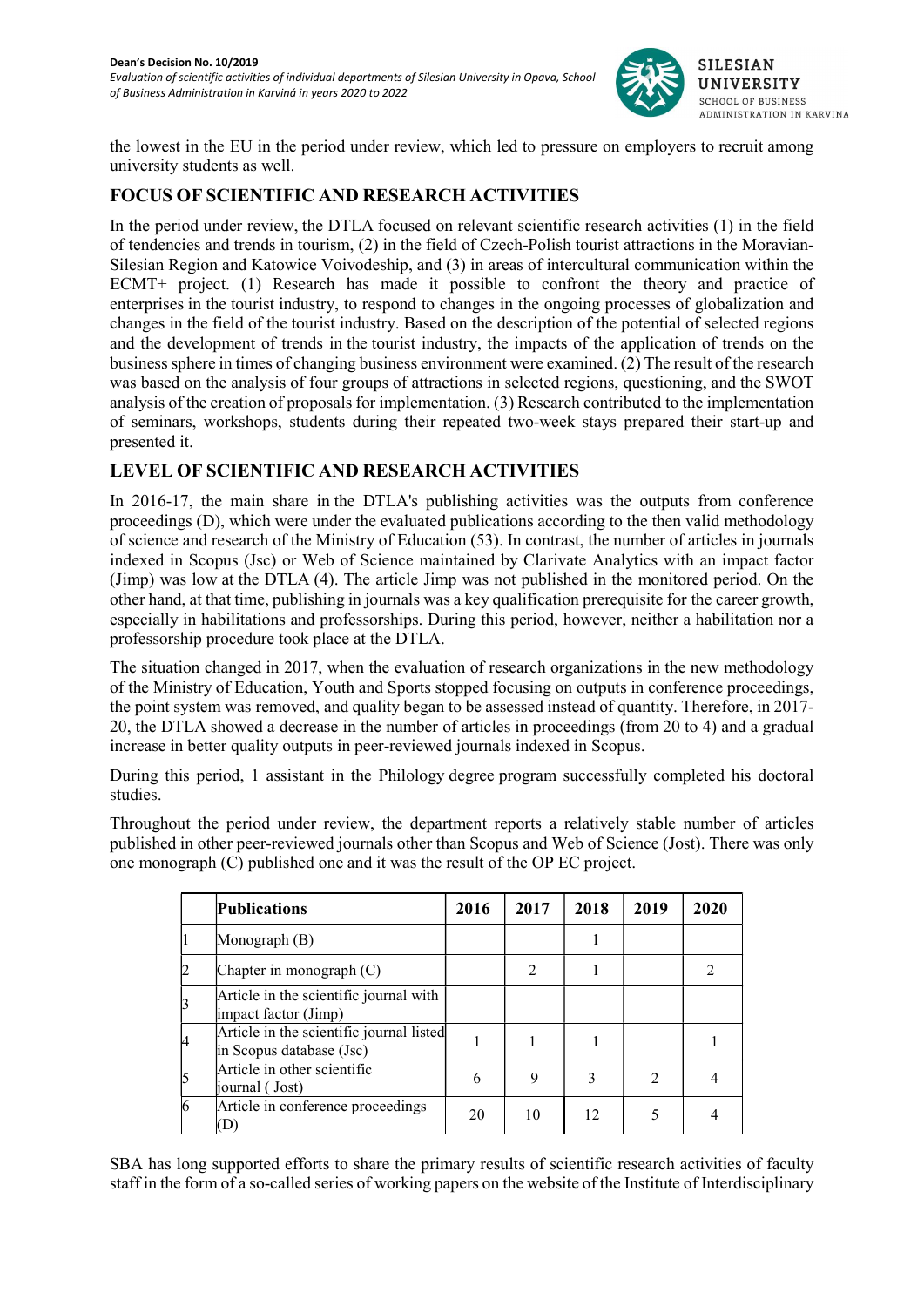the lowest in the EU in the period under review, which led to pressure on employers to recruit among university students as well.

## FOCUS OF SCIENTIFIC AND RESEARCH ACTIVITIES

In the period under review, the DTLA focused on relevant scientific research activities (1) in the field of tendencies and trends in tourism, (2) in the field of Czech-Polish tourist attractions in the Moravian-Silesian Region and Katowice Voivodeship, and (3) in areas of intercultural communication within the ECMT+ project. (1) Research has made it possible to confront the theory and practice of enterprises in the tourist industry, to respond to changes in the ongoing processes of globalization and changes in the field of the tourist industry. Based on the description of the potential of selected regions and the development of trends in the tourist industry, the impacts of the application of trends on the business sphere in times of changing business environment were examined. (2) The result of the research was based on the analysis of four groups of attractions in selected regions, questioning, and the SWOT analysis of the creation of proposals for implementation. (3) Research contributed to the implementation of seminars, workshops, students during their repeated two-week stays prepared their start-up and presented it.

## LEVEL OF SCIENTIFIC AND RESEARCH ACTIVITIES

In 2016-17, the main share in the DTLA's publishing activities was the outputs from conference proceedings (D), which were under the evaluated publications according to the then valid methodology of science and research of the Ministry of Education (53). In contrast, the number of articles in journals indexed in Scopus (Jsc) or Web of Science maintained by Clarivate Analytics with an impact factor (Jimp) was low at the DTLA (4). The article Jimp was not published in the monitored period. On the other hand, at that time, publishing in journals was a key qualification prerequisite for the career growth, especially in habilitations and professorships. During this period, however, neither a habilitation nor a professorship procedure took place at the DTLA.

The situation changed in 2017, when the evaluation of research organizations in the new methodology of the Ministry of Education, Youth and Sports stopped focusing on outputs in conference proceedings, the point system was removed, and quality began to be assessed instead of quantity. Therefore, in 2017-20, the DTLA showed a decrease in the number of articles in proceedings (from 20 to 4) and a gradual increase in better quality outputs in peer-reviewed journals indexed in Scopus.

During this period, 1 assistant in the Philology degree program successfully completed his doctoral studies.

Throughout the period under review, the department reports a relatively stable number of articles published in other peer-reviewed journals other than Scopus and Web of Science (Jost). There was only one monograph (C) published one and it was the result of the OP EC project.

| | Publications | 2016 | 2017 | 2018 | 2019 | 2020 |
|---|---|---|---|---|---|---|
| 1 | Monograph (B) | | | 1 | | |
| 2 | Chapter in monograph (C) | | 2 | 1 | | 2 |
| 3 | Article in the scientific journal with impact factor (Jimp) | | | | | |
| 4 | Article in the scientific journal listed in Scopus database (Jsc) | 1 | 1 | 1 | | 1 |
| 5 | Article in other scientific journal ( Jost) | 6 | 9 | 3 | 2 | 4 |
| 6 | Article in conference proceedings (D) | 20 | 10 | 12 | 5 | 4 |

SBA has long supported efforts to share the primary results of scientific research activities of faculty staff in the form of a so-called series of working papers on the website of the Institute of Interdisciplinary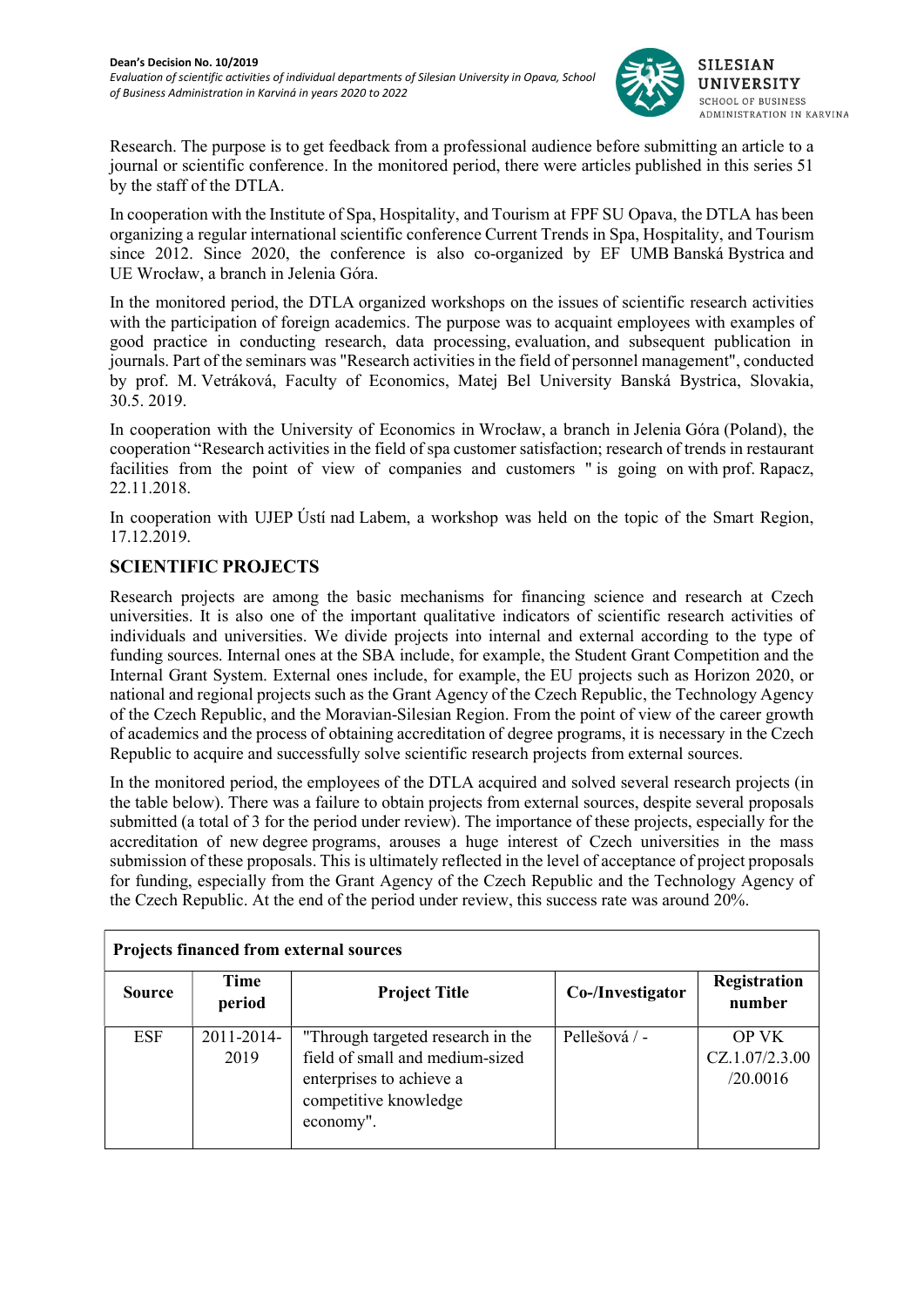Research. The purpose is to get feedback from a professional audience before submitting an article to a journal or scientific conference. In the monitored period, there were articles published in this series 51 by the staff of the DTLA.

In cooperation with the Institute of Spa, Hospitality, and Tourism at FPF SU Opava, the DTLA has been organizing a regular international scientific conference Current Trends in Spa, Hospitality, and Tourism since 2012. Since 2020, the conference is also co-organized by EF UMB Banská Bystrica and UE Wrocław, a branch in Jelenia Góra.

In the monitored period, the DTLA organized workshops on the issues of scientific research activities with the participation of foreign academics. The purpose was to acquaint employees with examples of good practice in conducting research, data processing, evaluation, and subsequent publication in journals. Part of the seminars was "Research activities in the field of personnel management", conducted by prof. M. Vetráková, Faculty of Economics, Matej Bel University Banská Bystrica, Slovakia, 30.5. 2019.

In cooperation with the University of Economics in Wrocław, a branch in Jelenia Góra (Poland), the cooperation "Research activities in the field of spa customer satisfaction; research of trends in restaurant facilities from the point of view of companies and customers " is going on with prof. Rapacz, 22.11.2018.

In cooperation with UJEP Ústí nad Labem, a workshop was held on the topic of the Smart Region, 17.12.2019.

## SCIENTIFIC PROJECTS

Research projects are among the basic mechanisms for financing science and research at Czech universities. It is also one of the important qualitative indicators of scientific research activities of individuals and universities. We divide projects into internal and external according to the type of funding sources. Internal ones at the SBA include, for example, the Student Grant Competition and the Internal Grant System. External ones include, for example, the EU projects such as Horizon 2020, or national and regional projects such as the Grant Agency of the Czech Republic, the Technology Agency of the Czech Republic, and the Moravian-Silesian Region. From the point of view of the career growth of academics and the process of obtaining accreditation of degree programs, it is necessary in the Czech Republic to acquire and successfully solve scientific research projects from external sources.

In the monitored period, the employees of the DTLA acquired and solved several research projects (in the table below). There was a failure to obtain projects from external sources, despite several proposals submitted (a total of 3 for the period under review). The importance of these projects, especially for the accreditation of new degree programs, arouses a huge interest of Czech universities in the mass submission of these proposals. This is ultimately reflected in the level of acceptance of project proposals for funding, especially from the Grant Agency of the Czech Republic and the Technology Agency of the Czech Republic. At the end of the period under review, this success rate was around 20%.

| **Projects financed from external sources** | | | | |
|---|---|---|---|---|
| **Source** | **Time period** | **Project Title** | **Co-/Investigator** | **Registration number** |
| ESF | 2011-2014-2019 | "Through targeted research in the field of small and medium-sized enterprises to achieve a competitive knowledge economy". | Pellešová / - | OP VK CZ.1.07/2.3.00 /20.0016 |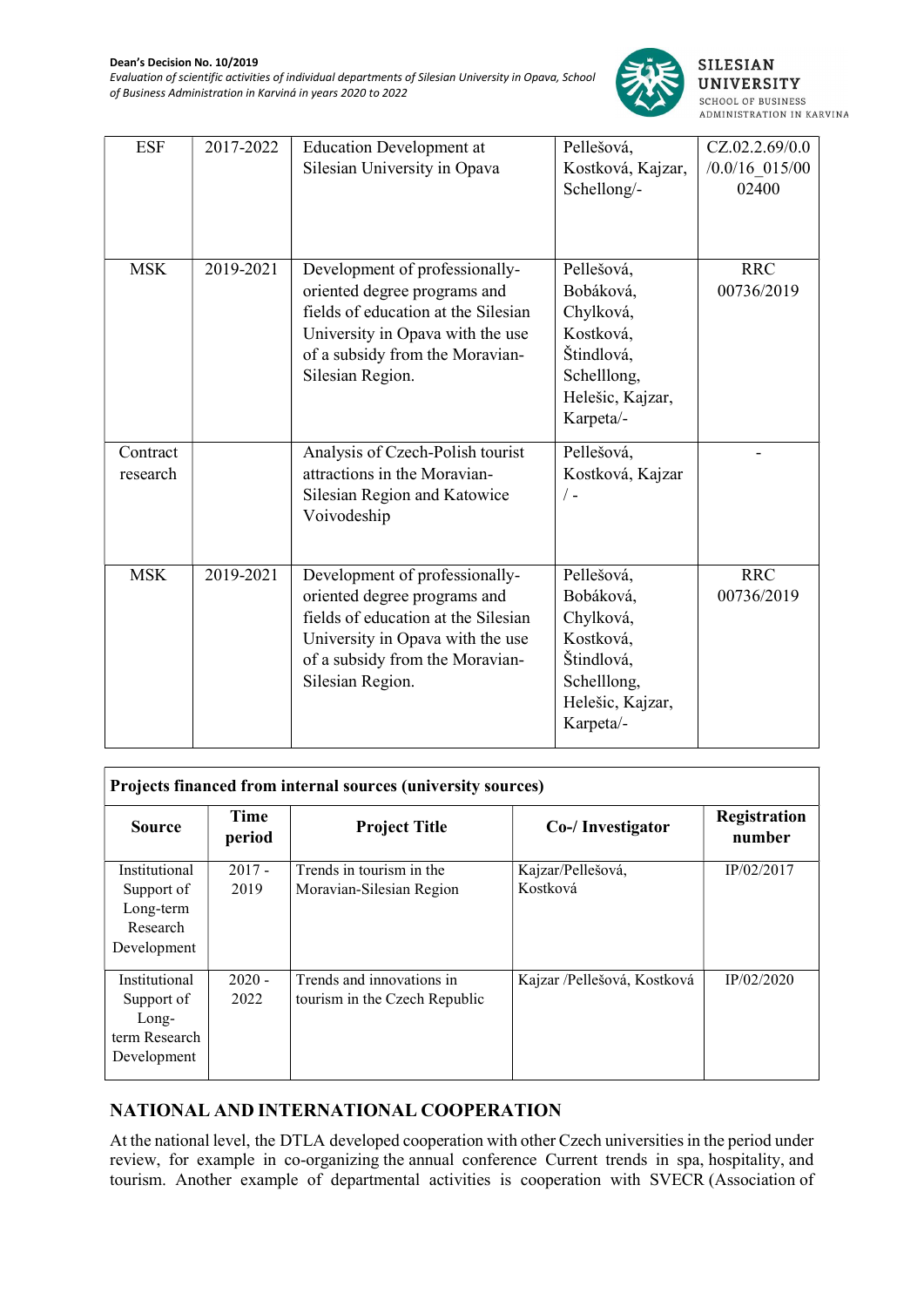| ESF | 2017-2022 | Education Development at Silesian University in Opava | Pellešová, Kostková, Kajzar, Schellong/- | CZ.02.2.69/0.0/0.0/16_015/0002400 |
|---|---|---|---|---|
| MSK | 2019-2021 | Development of professionally-oriented degree programs and fields of education at the Silesian University in Opava with the use of a subsidy from the Moravian-Silesian Region. | Pellešová, Bobáková, Chylková, Kostková, Štindlová, Schelllong, Helešic, Kajzar, Karpeta/- | RRC 00736/2019 |
| Contract research | | Analysis of Czech-Polish tourist attractions in the Moravian-Silesian Region and Katowice Voivodeship | Pellešová, Kostková, Kajzar / - | - |
| MSK | 2019-2021 | Development of professionally-oriented degree programs and fields of education at the Silesian University in Opava with the use of a subsidy from the Moravian-Silesian Region. | Pellešová, Bobáková, Chylková, Kostková, Štindlová, Schelllong, Helešic, Kajzar, Karpeta/- | RRC 00736/2019 |

**Projects financed from internal sources (university sources)**

| Source | Time period | Project Title | Co-/ Investigator | Registration number |
|---|---|---|---|---|
| Institutional Support of Long-term Research Development | 2017 - 2019 | Trends in tourism in the Moravian-Silesian Region | Kajzar/Pellešová, Kostková | IP/02/2017 |
| Institutional Support of Long-term Research Development | 2020 - 2022 | Trends and innovations in tourism in the Czech Republic | Kajzar /Pellešová, Kostková | IP/02/2020 |

## NATIONAL AND INTERNATIONAL COOPERATION

At the national level, the DTLA developed cooperation with other Czech universities in the period under review, for example in co-organizing the annual conference Current trends in spa, hospitality, and tourism. Another example of departmental activities is cooperation with SVECR (Association of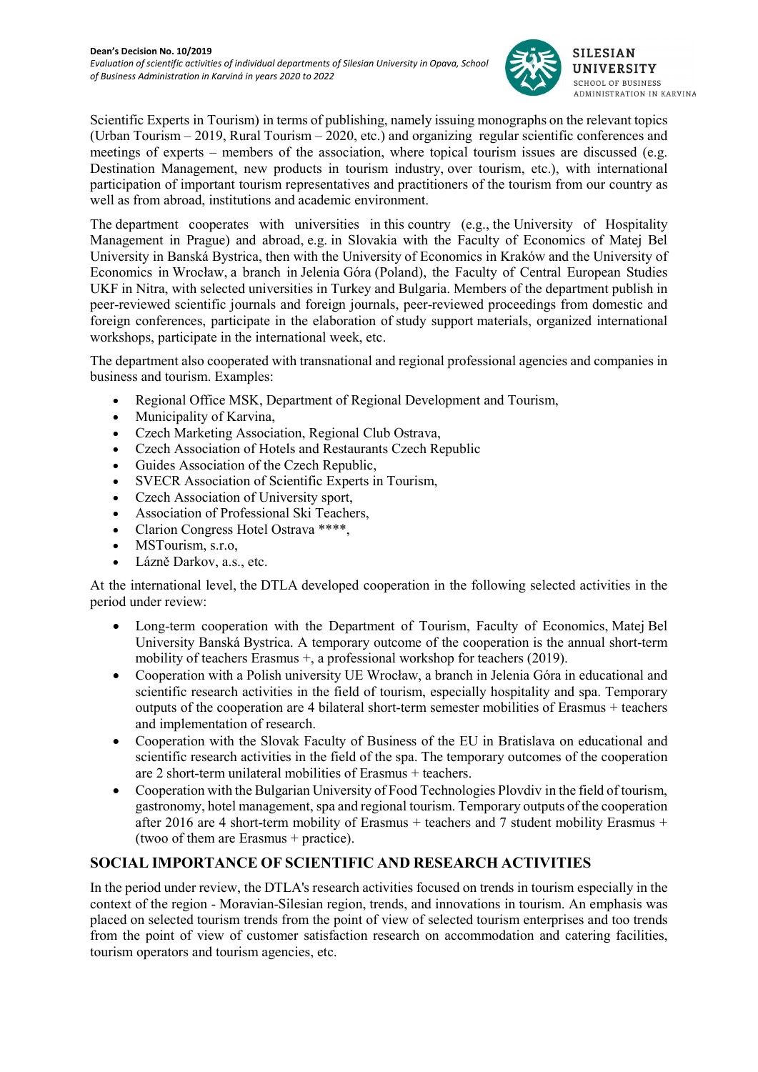Scientific Experts in Tourism) in terms of publishing, namely issuing monographs on the relevant topics (Urban Tourism – 2019, Rural Tourism – 2020, etc.) and organizing regular scientific conferences and meetings of experts – members of the association, where topical tourism issues are discussed (e.g. Destination Management, new products in tourism industry, over tourism, etc.), with international participation of important tourism representatives and practitioners of the tourism from our country as well as from abroad, institutions and academic environment.

The department cooperates with universities in this country (e.g., the University of Hospitality Management in Prague) and abroad, e.g. in Slovakia with the Faculty of Economics of Matej Bel University in Banská Bystrica, then with the University of Economics in Kraków and the University of Economics in Wrocław, a branch in Jelenia Góra (Poland), the Faculty of Central European Studies UKF in Nitra, with selected universities in Turkey and Bulgaria. Members of the department publish in peer-reviewed scientific journals and foreign journals, peer-reviewed proceedings from domestic and foreign conferences, participate in the elaboration of study support materials, organized international workshops, participate in the international week, etc.

The department also cooperated with transnational and regional professional agencies and companies in business and tourism. Examples:

- Regional Office MSK, Department of Regional Development and Tourism,
- Municipality of Karvina,
- Czech Marketing Association, Regional Club Ostrava,
- Czech Association of Hotels and Restaurants Czech Republic
- Guides Association of the Czech Republic,
- SVECR Association of Scientific Experts in Tourism,
- Czech Association of University sport,
- Association of Professional Ski Teachers,
- Clarion Congress Hotel Ostrava ****,
- MSTourism, s.r.o,
- Lázně Darkov, a.s., etc.

At the international level, the DTLA developed cooperation in the following selected activities in the period under review:

- Long-term cooperation with the Department of Tourism, Faculty of Economics, Matej Bel University Banská Bystrica. A temporary outcome of the cooperation is the annual short-term mobility of teachers Erasmus +, a professional workshop for teachers (2019).
- Cooperation with a Polish university UE Wrocław, a branch in Jelenia Góra in educational and scientific research activities in the field of tourism, especially hospitality and spa. Temporary outputs of the cooperation are 4 bilateral short-term semester mobilities of Erasmus + teachers and implementation of research.
- Cooperation with the Slovak Faculty of Business of the EU in Bratislava on educational and scientific research activities in the field of the spa. The temporary outcomes of the cooperation are 2 short-term unilateral mobilities of Erasmus + teachers.
- Cooperation with the Bulgarian University of Food Technologies Plovdiv in the field of tourism, gastronomy, hotel management, spa and regional tourism. Temporary outputs of the cooperation after 2016 are 4 short-term mobility of Erasmus + teachers and 7 student mobility Erasmus + (twoo of them are Erasmus + practice).

## SOCIAL IMPORTANCE OF SCIENTIFIC AND RESEARCH ACTIVITIES

In the period under review, the DTLA's research activities focused on trends in tourism especially in the context of the region - Moravian-Silesian region, trends, and innovations in tourism. An emphasis was placed on selected tourism trends from the point of view of selected tourism enterprises and too trends from the point of view of customer satisfaction research on accommodation and catering facilities, tourism operators and tourism agencies, etc.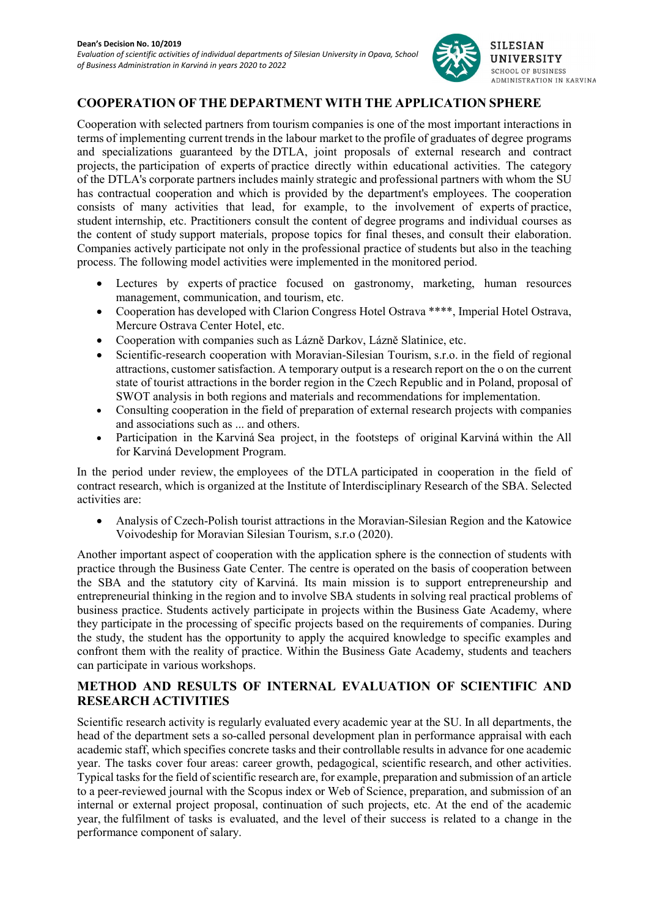## COOPERATION OF THE DEPARTMENT WITH THE APPLICATION SPHERE

Cooperation with selected partners from tourism companies is one of the most important interactions in terms of implementing current trends in the labour market to the profile of graduates of degree programs and specializations guaranteed by the DTLA, joint proposals of external research and contract projects, the participation of experts of practice directly within educational activities. The category of the DTLA's corporate partners includes mainly strategic and professional partners with whom the SU has contractual cooperation and which is provided by the department's employees. The cooperation consists of many activities that lead, for example, to the involvement of experts of practice, student internship, etc. Practitioners consult the content of degree programs and individual courses as the content of study support materials, propose topics for final theses, and consult their elaboration. Companies actively participate not only in the professional practice of students but also in the teaching process. The following model activities were implemented in the monitored period.

- Lectures by experts of practice focused on gastronomy, marketing, human resources management, communication, and tourism, etc.
- Cooperation has developed with Clarion Congress Hotel Ostrava ****, Imperial Hotel Ostrava, Mercure Ostrava Center Hotel, etc.
- Cooperation with companies such as Lázně Darkov, Lázně Slatinice, etc.
- Scientific-research cooperation with Moravian-Silesian Tourism, s.r.o. in the field of regional attractions, customer satisfaction. A temporary output is a research report on the o on the current state of tourist attractions in the border region in the Czech Republic and in Poland, proposal of SWOT analysis in both regions and materials and recommendations for implementation.
- Consulting cooperation in the field of preparation of external research projects with companies and associations such as ... and others.
- Participation in the Karviná Sea project, in the footsteps of original Karviná within the All for Karviná Development Program.

In the period under review, the employees of the DTLA participated in cooperation in the field of contract research, which is organized at the Institute of Interdisciplinary Research of the SBA. Selected activities are:

- Analysis of Czech-Polish tourist attractions in the Moravian-Silesian Region and the Katowice Voivodeship for Moravian Silesian Tourism, s.r.o (2020).

Another important aspect of cooperation with the application sphere is the connection of students with practice through the Business Gate Center. The centre is operated on the basis of cooperation between the SBA and the statutory city of Karviná. Its main mission is to support entrepreneurship and entrepreneurial thinking in the region and to involve SBA students in solving real practical problems of business practice. Students actively participate in projects within the Business Gate Academy, where they participate in the processing of specific projects based on the requirements of companies. During the study, the student has the opportunity to apply the acquired knowledge to specific examples and confront them with the reality of practice. Within the Business Gate Academy, students and teachers can participate in various workshops.

## METHOD AND RESULTS OF INTERNAL EVALUATION OF SCIENTIFIC AND RESEARCH ACTIVITIES

Scientific research activity is regularly evaluated every academic year at the SU. In all departments, the head of the department sets a so-called personal development plan in performance appraisal with each academic staff, which specifies concrete tasks and their controllable results in advance for one academic year. The tasks cover four areas: career growth, pedagogical, scientific research, and other activities. Typical tasks for the field of scientific research are, for example, preparation and submission of an article to a peer-reviewed journal with the Scopus index or Web of Science, preparation, and submission of an internal or external project proposal, continuation of such projects, etc. At the end of the academic year, the fulfilment of tasks is evaluated, and the level of their success is related to a change in the performance component of salary.